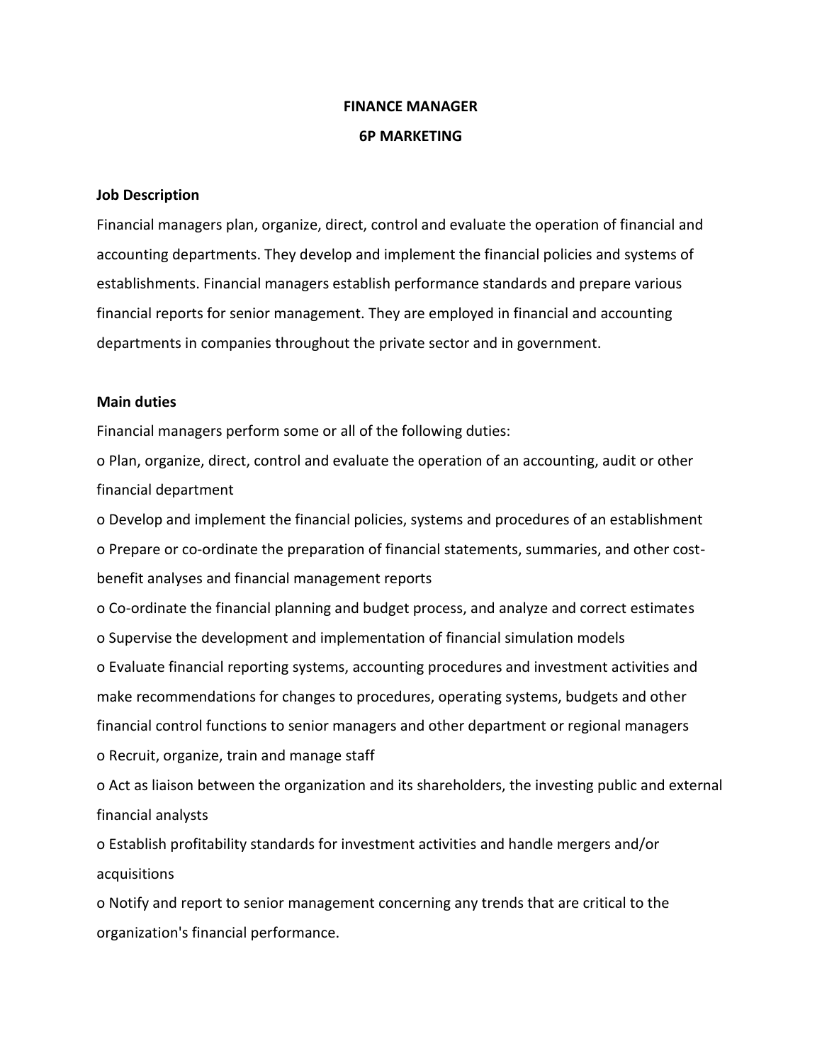# FINANCE MANAGER

## 6P MARKETING

### Job Description

Financial managers plan, organize, direct, control and evaluate the operation of financial and accounting departments. They develop and implement the financial policies and systems of establishments. Financial managers establish performance standards and prepare various financial reports for senior management. They are employed in financial and accounting departments in companies throughout the private sector and in government.

### Main duties

Financial managers perform some or all of the following duties:

- Plan, organize, direct, control and evaluate the operation of an accounting, audit or other financial department
- Develop and implement the financial policies, systems and procedures of an establishment
- Prepare or co-ordinate the preparation of financial statements, summaries, and other cost-benefit analyses and financial management reports
- Co-ordinate the financial planning and budget process, and analyze and correct estimates
- Supervise the development and implementation of financial simulation models
- Evaluate financial reporting systems, accounting procedures and investment activities and make recommendations for changes to procedures, operating systems, budgets and other financial control functions to senior managers and other department or regional managers
- Recruit, organize, train and manage staff
- Act as liaison between the organization and its shareholders, the investing public and external financial analysts
- Establish profitability standards for investment activities and handle mergers and/or acquisitions
- Notify and report to senior management concerning any trends that are critical to the organization's financial performance.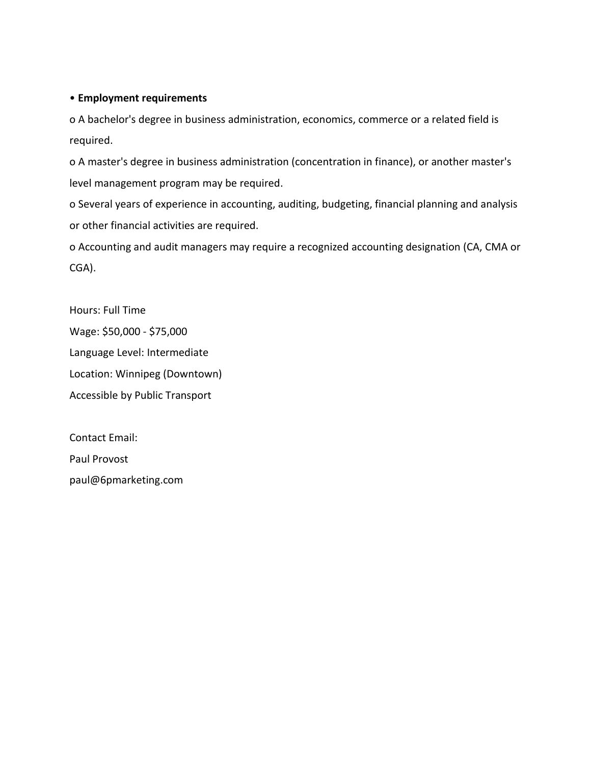- **Employment requirements**
  - A bachelor's degree in business administration, economics, commerce or a related field is required.
  - A master's degree in business administration (concentration in finance), or another master's level management program may be required.
  - Several years of experience in accounting, auditing, budgeting, financial planning and analysis or other financial activities are required.
  - Accounting and audit managers may require a recognized accounting designation (CA, CMA or CGA).

Hours: Full Time
Wage: $50,000 - $75,000
Language Level: Intermediate
Location: Winnipeg (Downtown)
Accessible by Public Transport

Contact Email:
Paul Provost
paul@6pmarketing.com